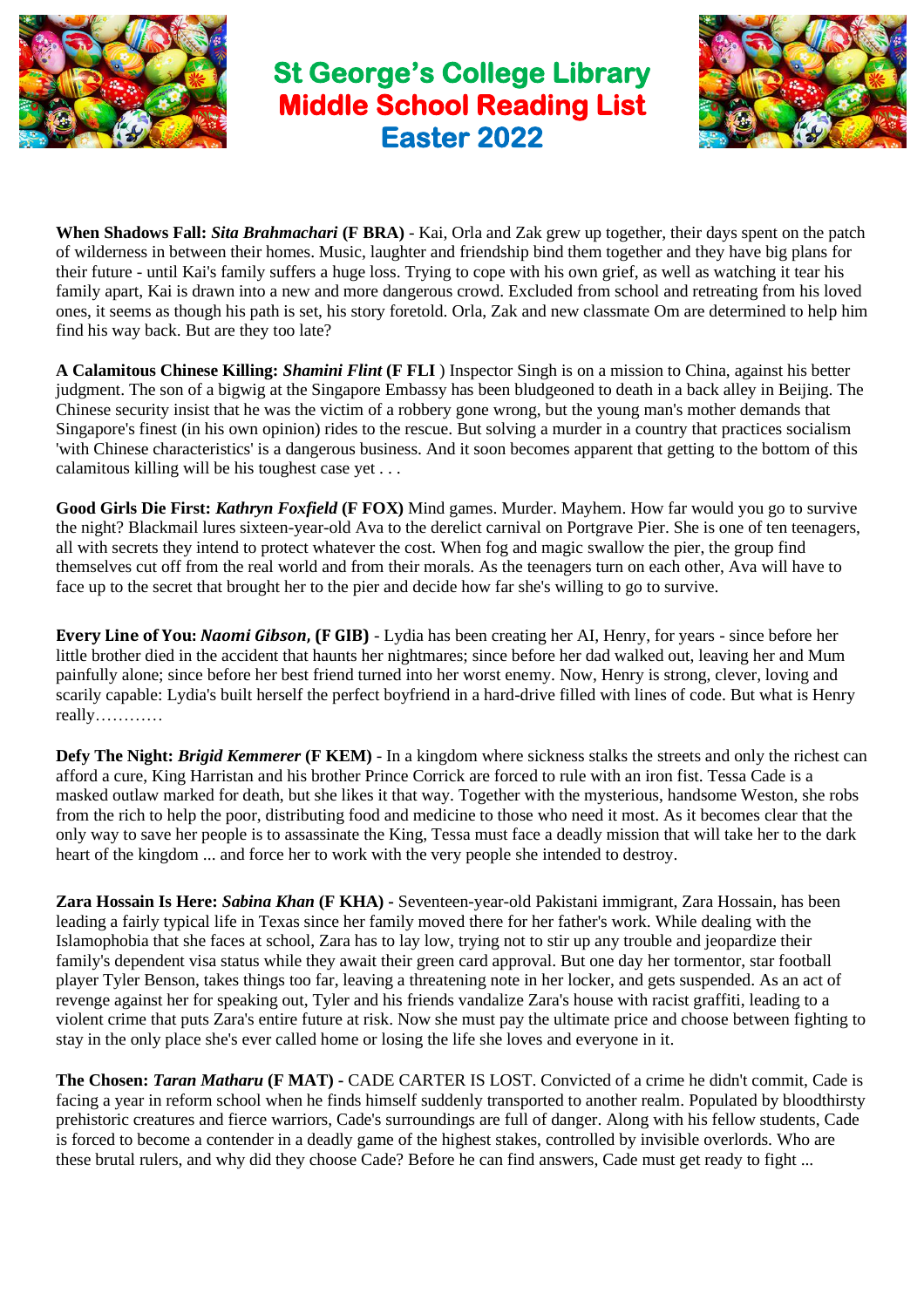# St George's College Library
## Middle School Reading List
## Easter 2022

**When Shadows Fall:** ***Sita Brahmachari*** **(F BRA)** - Kai, Orla and Zak grew up together, their days spent on the patch of wilderness in between their homes. Music, laughter and friendship bind them together and they have big plans for their future - until Kai's family suffers a huge loss. Trying to cope with his own grief, as well as watching it tear his family apart, Kai is drawn into a new and more dangerous crowd. Excluded from school and retreating from his loved ones, it seems as though his path is set, his story foretold. Orla, Zak and new classmate Om are determined to help him find his way back. But are they too late?

**A Calamitous Chinese Killing:** ***Shamini Flint*** **(F FLI** ) Inspector Singh is on a mission to China, against his better judgment. The son of a bigwig at the Singapore Embassy has been bludgeoned to death in a back alley in Beijing. The Chinese security insist that he was the victim of a robbery gone wrong, but the young man's mother demands that Singapore's finest (in his own opinion) rides to the rescue. But solving a murder in a country that practices socialism 'with Chinese characteristics' is a dangerous business. And it soon becomes apparent that getting to the bottom of this calamitous killing will be his toughest case yet . . .

**Good Girls Die First:** ***Kathryn Foxfield*** **(F FOX)** Mind games. Murder. Mayhem. How far would you go to survive the night? Blackmail lures sixteen-year-old Ava to the derelict carnival on Portgrave Pier. She is one of ten teenagers, all with secrets they intend to protect whatever the cost. When fog and magic swallow the pier, the group find themselves cut off from the real world and from their morals. As the teenagers turn on each other, Ava will have to face up to the secret that brought her to the pier and decide how far she's willing to go to survive.

**Every Line of You:** ***Naomi Gibson,*** **(F GIB)** - Lydia has been creating her AI, Henry, for years - since before her little brother died in the accident that haunts her nightmares; since before her dad walked out, leaving her and Mum painfully alone; since before her best friend turned into her worst enemy. Now, Henry is strong, clever, loving and scarily capable: Lydia's built herself the perfect boyfriend in a hard-drive filled with lines of code. But what is Henry really…………

**Defy The Night:** ***Brigid Kemmerer*** **(F KEM)** - In a kingdom where sickness stalks the streets and only the richest can afford a cure, King Harristan and his brother Prince Corrick are forced to rule with an iron fist. Tessa Cade is a masked outlaw marked for death, but she likes it that way. Together with the mysterious, handsome Weston, she robs from the rich to help the poor, distributing food and medicine to those who need it most. As it becomes clear that the only way to save her people is to assassinate the King, Tessa must face a deadly mission that will take her to the dark heart of the kingdom ... and force her to work with the very people she intended to destroy.

**Zara Hossain Is Here:** ***Sabina Khan*** **(F KHA) -** Seventeen-year-old Pakistani immigrant, Zara Hossain, has been leading a fairly typical life in Texas since her family moved there for her father's work. While dealing with the Islamophobia that she faces at school, Zara has to lay low, trying not to stir up any trouble and jeopardize their family's dependent visa status while they await their green card approval. But one day her tormentor, star football player Tyler Benson, takes things too far, leaving a threatening note in her locker, and gets suspended. As an act of revenge against her for speaking out, Tyler and his friends vandalize Zara's house with racist graffiti, leading to a violent crime that puts Zara's entire future at risk. Now she must pay the ultimate price and choose between fighting to stay in the only place she's ever called home or losing the life she loves and everyone in it.

**The Chosen:** ***Taran Matharu*** **(F MAT) -** CADE CARTER IS LOST. Convicted of a crime he didn't commit, Cade is facing a year in reform school when he finds himself suddenly transported to another realm. Populated by bloodthirsty prehistoric creatures and fierce warriors, Cade's surroundings are full of danger. Along with his fellow students, Cade is forced to become a contender in a deadly game of the highest stakes, controlled by invisible overlords. Who are these brutal rulers, and why did they choose Cade? Before he can find answers, Cade must get ready to fight ...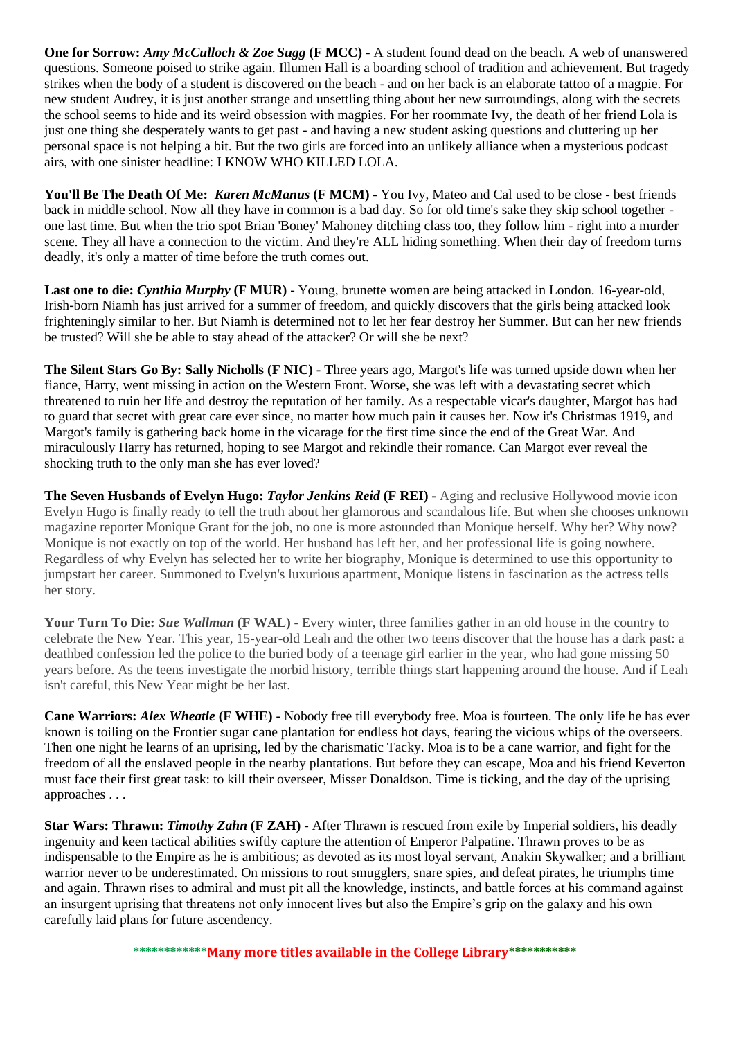**One for Sorrow:** ***Amy McCulloch & Zoe Sugg*** **(F MCC) -** A student found dead on the beach. A web of unanswered questions. Someone poised to strike again. Illumen Hall is a boarding school of tradition and achievement. But tragedy strikes when the body of a student is discovered on the beach - and on her back is an elaborate tattoo of a magpie. For new student Audrey, it is just another strange and unsettling thing about her new surroundings, along with the secrets the school seems to hide and its weird obsession with magpies. For her roommate Ivy, the death of her friend Lola is just one thing she desperately wants to get past - and having a new student asking questions and cluttering up her personal space is not helping a bit. But the two girls are forced into an unlikely alliance when a mysterious podcast airs, with one sinister headline: I KNOW WHO KILLED LOLA.

**You'll Be The Death Of Me:** ***Karen McManus*** **(F MCM) -** You Ivy, Mateo and Cal used to be close - best friends back in middle school. Now all they have in common is a bad day. So for old time's sake they skip school together - one last time. But when the trio spot Brian 'Boney' Mahoney ditching class too, they follow him - right into a murder scene. They all have a connection to the victim. And they're ALL hiding something. When their day of freedom turns deadly, it's only a matter of time before the truth comes out.

**Last one to die:** ***Cynthia Murphy*** **(F MUR)** - Young, brunette women are being attacked in London. 16-year-old, Irish-born Niamh has just arrived for a summer of freedom, and quickly discovers that the girls being attacked look frighteningly similar to her. But Niamh is determined not to let her fear destroy her Summer. But can her new friends be trusted? Will she be able to stay ahead of the attacker? Or will she be next?

**The Silent Stars Go By: Sally Nicholls (F NIC) - T**hree years ago, Margot's life was turned upside down when her fiance, Harry, went missing in action on the Western Front. Worse, she was left with a devastating secret which threatened to ruin her life and destroy the reputation of her family. As a respectable vicar's daughter, Margot has had to guard that secret with great care ever since, no matter how much pain it causes her. Now it's Christmas 1919, and Margot's family is gathering back home in the vicarage for the first time since the end of the Great War. And miraculously Harry has returned, hoping to see Margot and rekindle their romance. Can Margot ever reveal the shocking truth to the only man she has ever loved?

**The Seven Husbands of Evelyn Hugo:** ***Taylor Jenkins Reid*** **(F REI) -** Aging and reclusive Hollywood movie icon Evelyn Hugo is finally ready to tell the truth about her glamorous and scandalous life. But when she chooses unknown magazine reporter Monique Grant for the job, no one is more astounded than Monique herself. Why her? Why now? Monique is not exactly on top of the world. Her husband has left her, and her professional life is going nowhere. Regardless of why Evelyn has selected her to write her biography, Monique is determined to use this opportunity to jumpstart her career. Summoned to Evelyn's luxurious apartment, Monique listens in fascination as the actress tells her story.

**Your Turn To Die:** ***Sue Wallman*** **(F WAL)** - Every winter, three families gather in an old house in the country to celebrate the New Year. This year, 15-year-old Leah and the other two teens discover that the house has a dark past: a deathbed confession led the police to the buried body of a teenage girl earlier in the year, who had gone missing 50 years before. As the teens investigate the morbid history, terrible things start happening around the house. And if Leah isn't careful, this New Year might be her last.

**Cane Warriors:** ***Alex Wheatle*** **(F WHE) -** Nobody free till everybody free. Moa is fourteen. The only life he has ever known is toiling on the Frontier sugar cane plantation for endless hot days, fearing the vicious whips of the overseers. Then one night he learns of an uprising, led by the charismatic Tacky. Moa is to be a cane warrior, and fight for the freedom of all the enslaved people in the nearby plantations. But before they can escape, Moa and his friend Keverton must face their first great task: to kill their overseer, Misser Donaldson. Time is ticking, and the day of the uprising approaches . . .

**Star Wars: Thrawn:** ***Timothy Zahn*** **(F ZAH) -** After Thrawn is rescued from exile by Imperial soldiers, his deadly ingenuity and keen tactical abilities swiftly capture the attention of Emperor Palpatine. Thrawn proves to be as indispensable to the Empire as he is ambitious; as devoted as its most loyal servant, Anakin Skywalker; and a brilliant warrior never to be underestimated. On missions to rout smugglers, snare spies, and defeat pirates, he triumphs time and again. Thrawn rises to admiral and must pit all the knowledge, instincts, and battle forces at his command against an insurgent uprising that threatens not only innocent lives but also the Empire's grip on the galaxy and his own carefully laid plans for future ascendancy.

************Many more titles available in the College Library***********